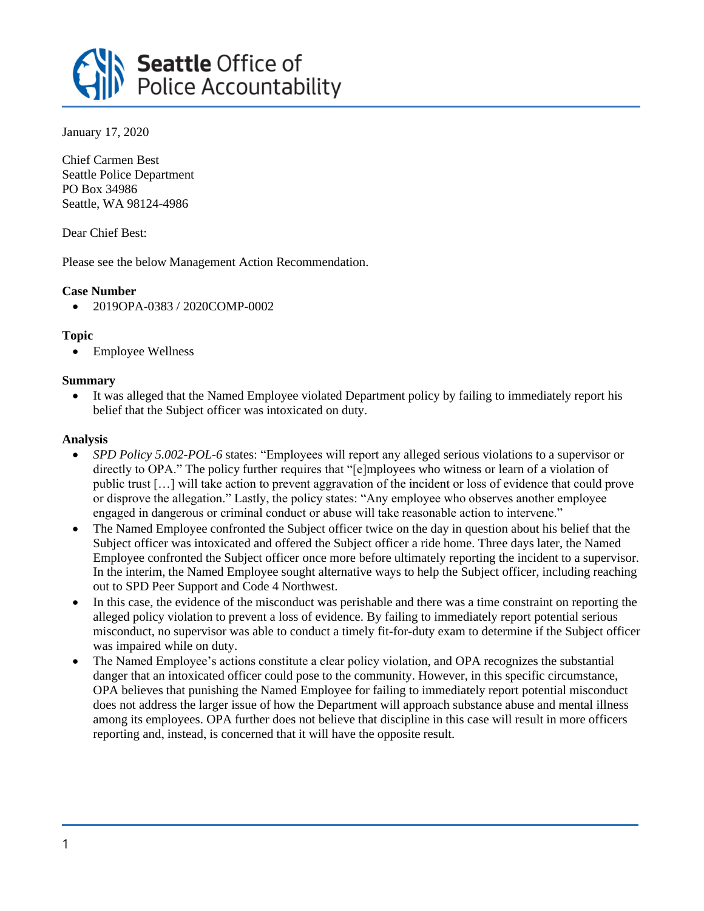# Seattle Office of Police Accountability

January 17, 2020

Chief Carmen Best
Seattle Police Department
PO Box 34986
Seattle, WA 98124-4986

Dear Chief Best:

Please see the below Management Action Recommendation.

**Case Number**

- 2019OPA-0383 / 2020COMP-0002

**Topic**

- Employee Wellness

**Summary**

- It was alleged that the Named Employee violated Department policy by failing to immediately report his belief that the Subject officer was intoxicated on duty.

**Analysis**

- *SPD Policy 5.002-POL-6* states: "Employees will report any alleged serious violations to a supervisor or directly to OPA." The policy further requires that "[e]mployees who witness or learn of a violation of public trust […] will take action to prevent aggravation of the incident or loss of evidence that could prove or disprove the allegation." Lastly, the policy states: "Any employee who observes another employee engaged in dangerous or criminal conduct or abuse will take reasonable action to intervene."
- The Named Employee confronted the Subject officer twice on the day in question about his belief that the Subject officer was intoxicated and offered the Subject officer a ride home. Three days later, the Named Employee confronted the Subject officer once more before ultimately reporting the incident to a supervisor. In the interim, the Named Employee sought alternative ways to help the Subject officer, including reaching out to SPD Peer Support and Code 4 Northwest.
- In this case, the evidence of the misconduct was perishable and there was a time constraint on reporting the alleged policy violation to prevent a loss of evidence. By failing to immediately report potential serious misconduct, no supervisor was able to conduct a timely fit-for-duty exam to determine if the Subject officer was impaired while on duty.
- The Named Employee's actions constitute a clear policy violation, and OPA recognizes the substantial danger that an intoxicated officer could pose to the community. However, in this specific circumstance, OPA believes that punishing the Named Employee for failing to immediately report potential misconduct does not address the larger issue of how the Department will approach substance abuse and mental illness among its employees. OPA further does not believe that discipline in this case will result in more officers reporting and, instead, is concerned that it will have the opposite result.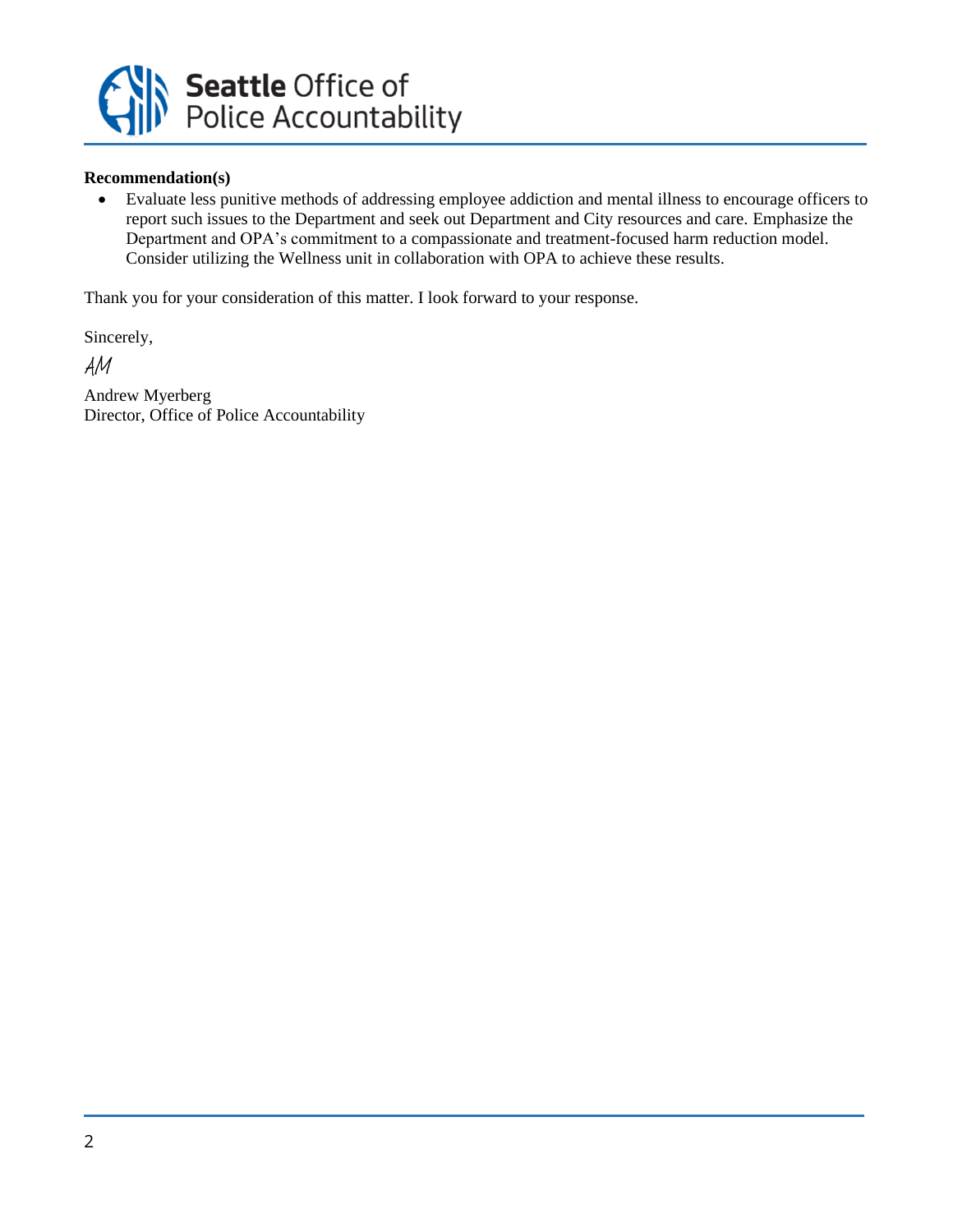**Recommendation(s)**

- Evaluate less punitive methods of addressing employee addiction and mental illness to encourage officers to report such issues to the Department and seek out Department and City resources and care. Emphasize the Department and OPA's commitment to a compassionate and treatment-focused harm reduction model. Consider utilizing the Wellness unit in collaboration with OPA to achieve these results.

Thank you for your consideration of this matter. I look forward to your response.

Sincerely,

*AM*

Andrew Myerberg
Director, Office of Police Accountability